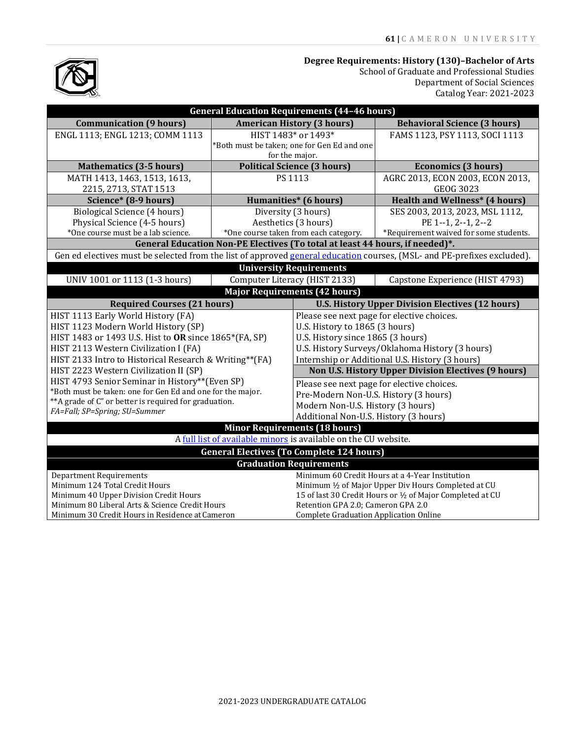## Degree Requirements: History (130)–Bachelor of Arts

School of Graduate and Professional Studies
Department of Social Sciences
Catalog Year: 2021-2023

### General Education Requirements (44–46 hours)

| Communication (9 hours) | American History (3 hours) | Behavioral Science (3 hours) |
|---|---|---|
| ENGL 1113; ENGL 1213; COMM 1113 | HIST 1483* or 1493*<br>*Both must be taken; one for Gen Ed and one for the major. | FAMS 1123, PSY 1113, SOCI 1113 |
| **Mathematics (3-5 hours)** | **Political Science (3 hours)** | **Economics (3 hours)** |
| MATH 1413, 1463, 1513, 1613, 2215, 2713, STAT 1513 | PS 1113 | AGRC 2013, ECON 2003, ECON 2013, GEOG 3023 |
| **Science* (8-9 hours)** | **Humanities* (6 hours)** | **Health and Wellness* (4 hours)** |
| Biological Science (4 hours)<br>Physical Science (4-5 hours)<br>*One course must be a lab science. | Diversity (3 hours)<br>Aesthetics (3 hours)<br>*One course taken from each category. | SES 2003, 2013, 2023, MSL 1112, PE 1--1, 2--1, 2--2<br>*Requirement waived for some students. |

**General Education Non-PE Electives (To total at least 44 hours, if needed)*.**

Gen ed electives must be selected from the list of approved general education courses, (MSL- and PE-prefixes excluded).

### University Requirements

| | | |
|---|---|---|
| UNIV 1001 or 1113 (1-3 hours) | Computer Literacy (HIST 2133) | Capstone Experience (HIST 4793) |

### Major Requirements (42 hours)

| Required Courses (21 hours) | U.S. History Upper Division Electives (12 hours) |
|---|---|
| HIST 1113 Early World History (FA) | Please see next page for elective choices. |
| HIST 1123 Modern World History (SP) | U.S. History to 1865 (3 hours) |
| HIST 1483 or 1493 U.S. Hist to **OR** since 1865*(FA, SP) | U.S. History since 1865 (3 hours) |
| HIST 2113 Western Civilization I (FA) | U.S. History Surveys/Oklahoma History (3 hours) |
| HIST 2133 Intro to Historical Research & Writing**(FA) | Internship or Additional U.S. History (3 hours) |
| HIST 2223 Western Civilization II (SP) | **Non U.S. History Upper Division Electives (9 hours)** |
| HIST 4793 Senior Seminar in History**(Even SP) | Please see next page for elective choices. |
| *Both must be taken: one for Gen Ed and one for the major. | Pre-Modern Non-U.S. History (3 hours) |
| **A grade of C" or better is required for graduation. | Modern Non-U.S. History (3 hours) |
| *FA=Fall; SP=Spring; SU=Summer* | Additional Non-U.S. History (3 hours) |

### Minor Requirements (18 hours)

A full list of available minors is available on the CU website.

### General Electives (To Complete 124 hours)

### Graduation Requirements

| | |
|---|---|
| Department Requirements | Minimum 60 Credit Hours at a 4-Year Institution |
| Minimum 124 Total Credit Hours | Minimum ½ of Major Upper Div Hours Completed at CU |
| Minimum 40 Upper Division Credit Hours | 15 of last 30 Credit Hours or ½ of Major Completed at CU |
| Minimum 80 Liberal Arts & Science Credit Hours | Retention GPA 2.0; Cameron GPA 2.0 |
| Minimum 30 Credit Hours in Residence at Cameron | Complete Graduation Application Online |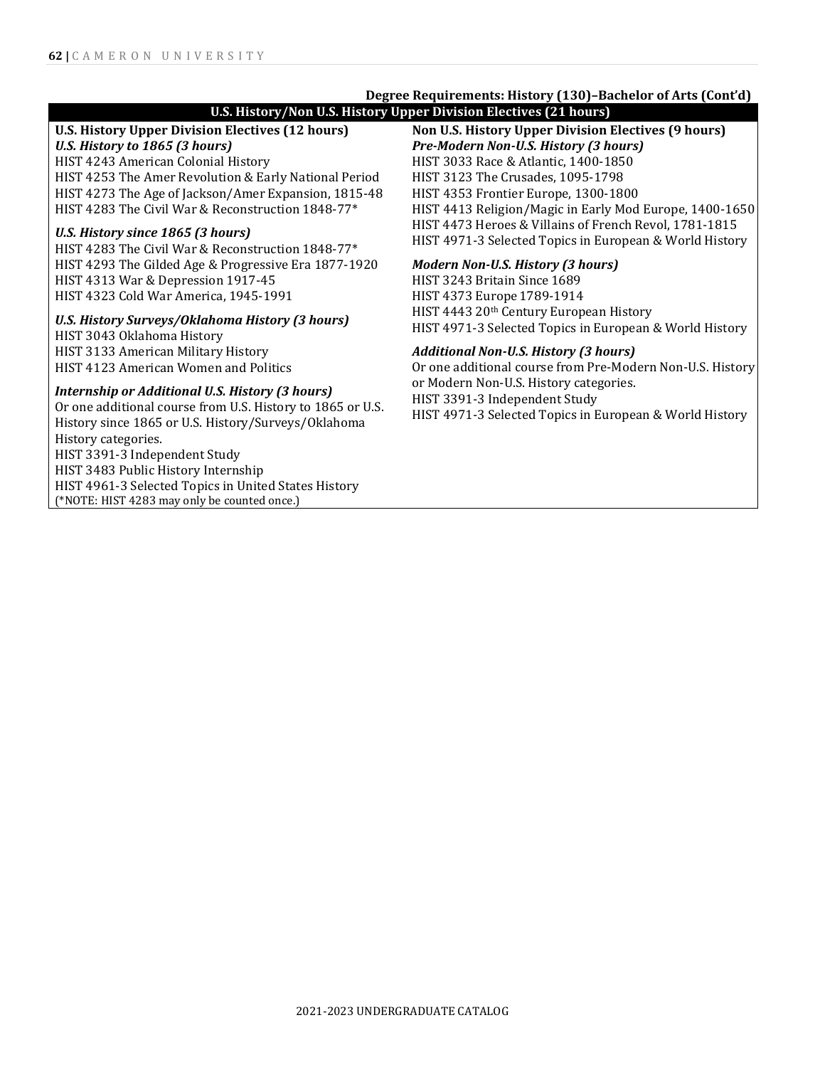## Degree Requirements: History (130)–Bachelor of Arts (Cont'd)

### U.S. History/Non U.S. History Upper Division Electives (21 hours)

**U.S. History Upper Division Electives (12 hours)**

***U.S. History to 1865 (3 hours)***

HIST 4243 American Colonial History
HIST 4253 The Amer Revolution & Early National Period
HIST 4273 The Age of Jackson/Amer Expansion, 1815-48
HIST 4283 The Civil War & Reconstruction 1848-77*

***U.S. History since 1865 (3 hours)***

HIST 4283 The Civil War & Reconstruction 1848-77*
HIST 4293 The Gilded Age & Progressive Era 1877-1920
HIST 4313 War & Depression 1917-45
HIST 4323 Cold War America, 1945-1991

***U.S. History Surveys/Oklahoma History (3 hours)***

HIST 3043 Oklahoma History
HIST 3133 American Military History
HIST 4123 American Women and Politics

***Internship or Additional U.S. History (3 hours)***

Or one additional course from U.S. History to 1865 or U.S. History since 1865 or U.S. History/Surveys/Oklahoma History categories.
HIST 3391-3 Independent Study
HIST 3483 Public History Internship
HIST 4961-3 Selected Topics in United States History
(*NOTE: HIST 4283 may only be counted once.)

**Non U.S. History Upper Division Electives (9 hours)**

***Pre-Modern Non-U.S. History (3 hours)***

HIST 3033 Race & Atlantic, 1400-1850
HIST 3123 The Crusades, 1095-1798
HIST 4353 Frontier Europe, 1300-1800
HIST 4413 Religion/Magic in Early Mod Europe, 1400-1650
HIST 4473 Heroes & Villains of French Revol, 1781-1815
HIST 4971-3 Selected Topics in European & World History

***Modern Non-U.S. History (3 hours)***

HIST 3243 Britain Since 1689
HIST 4373 Europe 1789-1914
HIST 4443 20th Century European History
HIST 4971-3 Selected Topics in European & World History

***Additional Non-U.S. History (3 hours)***

Or one additional course from Pre-Modern Non-U.S. History or Modern Non-U.S. History categories.
HIST 3391-3 Independent Study
HIST 4971-3 Selected Topics in European & World History